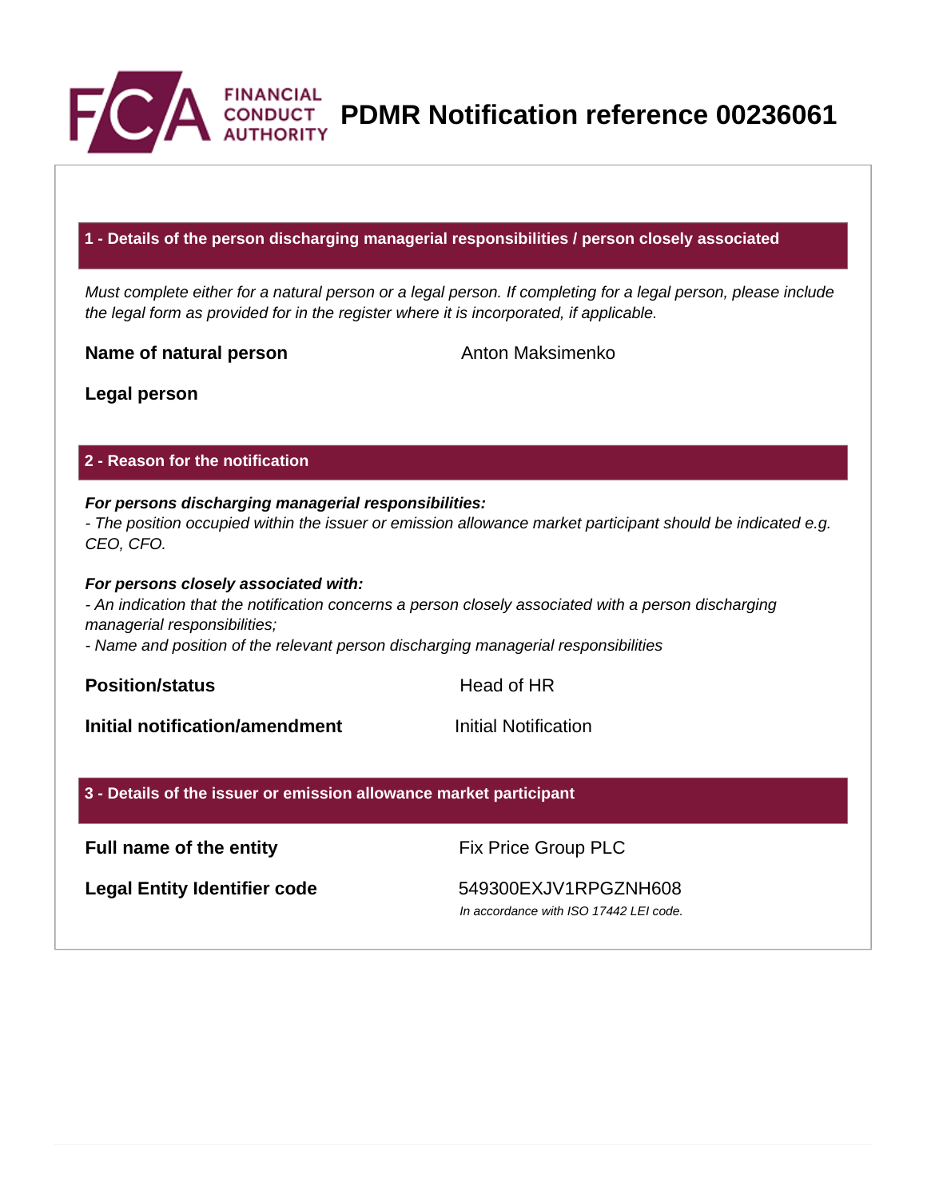# PDMR Notification reference 00236061

## 1 - Details of the person discharging managerial responsibilities / person closely associated

*Must complete either for a natural person or a legal person. If completing for a legal person, please include the legal form as provided for in the register where it is incorporated, if applicable.*

| | |
|---|---|
| **Name of natural person** | Anton Maksimenko |
| **Legal person** | |

## 2 - Reason for the notification

***For persons discharging managerial responsibilities:***
*- The position occupied within the issuer or emission allowance market participant should be indicated e.g. CEO, CFO.*

***For persons closely associated with:***
*- An indication that the notification concerns a person closely associated with a person discharging managerial responsibilities;*
*- Name and position of the relevant person discharging managerial responsibilities*

| | |
|---|---|
| **Position/status** | Head of HR |
| **Initial notification/amendment** | Initial Notification |

## 3 - Details of the issuer or emission allowance market participant

| | |
|---|---|
| **Full name of the entity** | Fix Price Group PLC |
| **Legal Entity Identifier code** | 549300EXJV1RPGZNH608<br>*In accordance with ISO 17442 LEI code.* |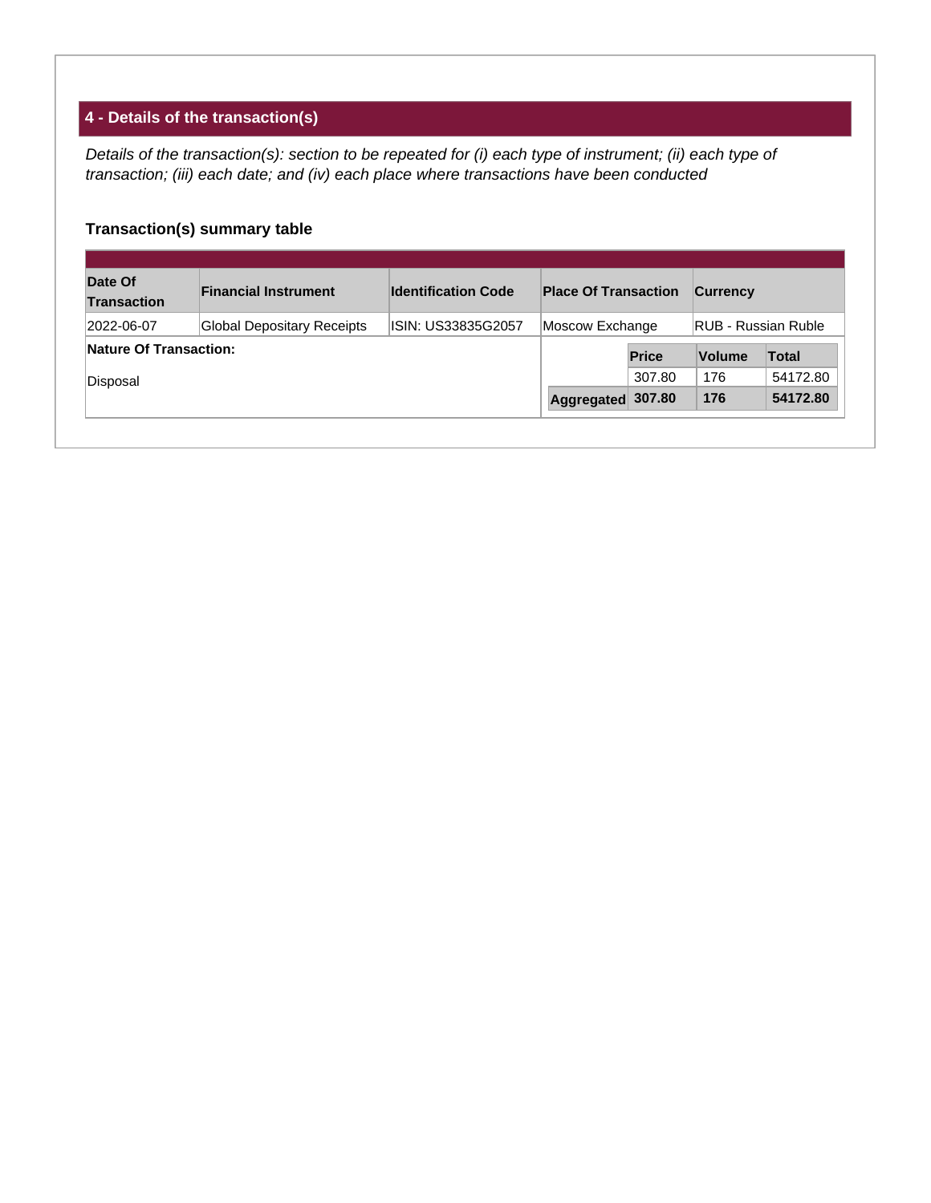## 4 - Details of the transaction(s)

*Details of the transaction(s): section to be repeated for (i) each type of instrument; (ii) each type of transaction; (iii) each date; and (iv) each place where transactions have been conducted*

### Transaction(s) summary table

| Date Of Transaction | Financial Instrument | Identification Code | Place Of Transaction | Currency |
|---|---|---|---|---|
| 2022-06-07 | Global Depositary Receipts | ISIN: US33835G2057 | Moscow Exchange | RUB - Russian Ruble |

**Nature Of Transaction:**

Disposal

| | Price | Volume | Total |
|---|---|---|---|
| | 307.80 | 176 | 54172.80 |
| **Aggregated** | **307.80** | **176** | **54172.80** |